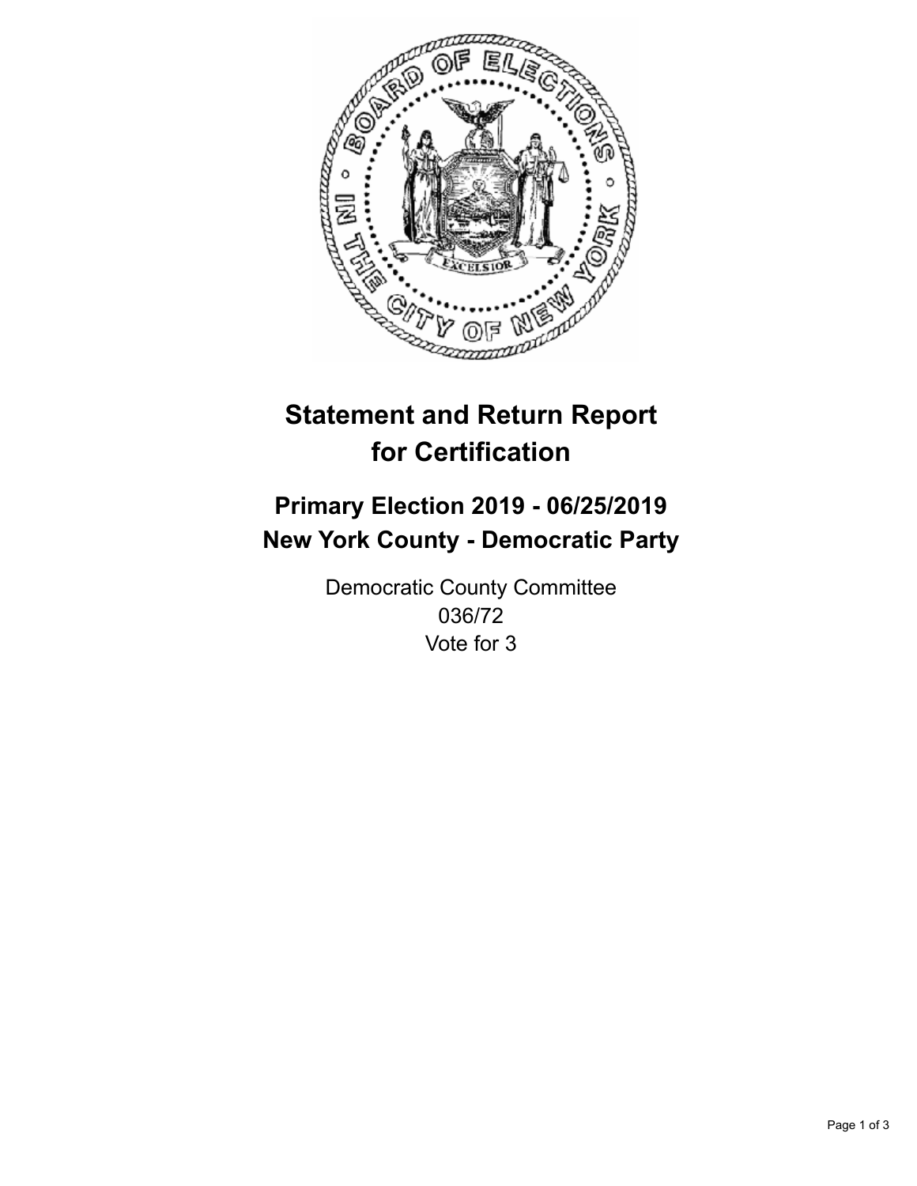# Statement and Return Report for Certification

## Primary Election 2019 - 06/25/2019
## New York County - Democratic Party

Democratic County Committee
036/72
Vote for 3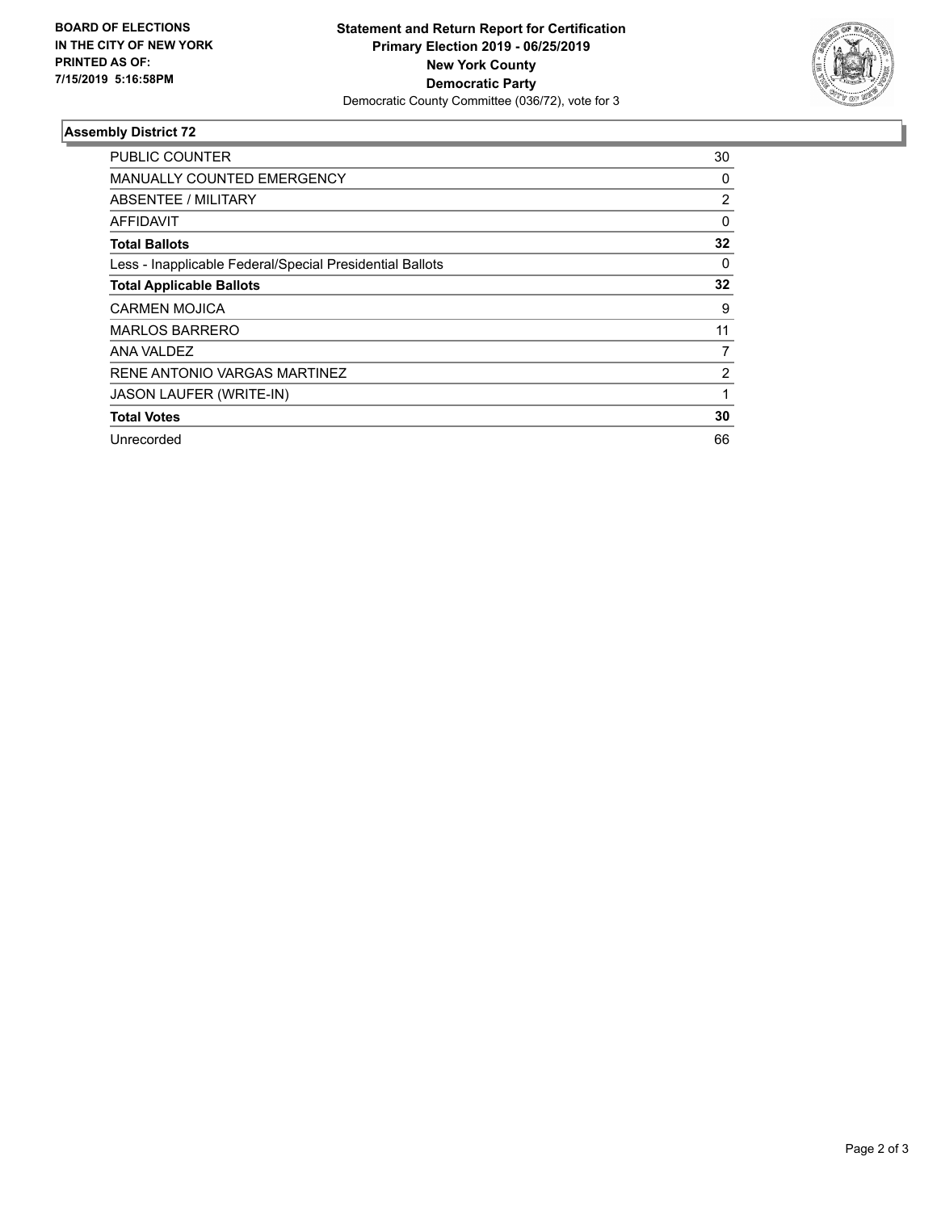BOARD OF ELECTIONS
IN THE CITY OF NEW YORK
PRINTED AS OF:
7/15/2019 5:16:58PM

**Statement and Return Report for Certification**
**Primary Election 2019 - 06/25/2019**
**New York County**
**Democratic Party**
Democratic County Committee (036/72), vote for 3

## Assembly District 72

| | |
|---|---|
| PUBLIC COUNTER | 30 |
| MANUALLY COUNTED EMERGENCY | 0 |
| ABSENTEE / MILITARY | 2 |
| AFFIDAVIT | 0 |
| **Total Ballots** | **32** |
| Less - Inapplicable Federal/Special Presidential Ballots | 0 |
| **Total Applicable Ballots** | **32** |
| CARMEN MOJICA | 9 |
| MARLOS BARRERO | 11 |
| ANA VALDEZ | 7 |
| RENE ANTONIO VARGAS MARTINEZ | 2 |
| JASON LAUFER (WRITE-IN) | 1 |
| **Total Votes** | **30** |
| Unrecorded | 66 |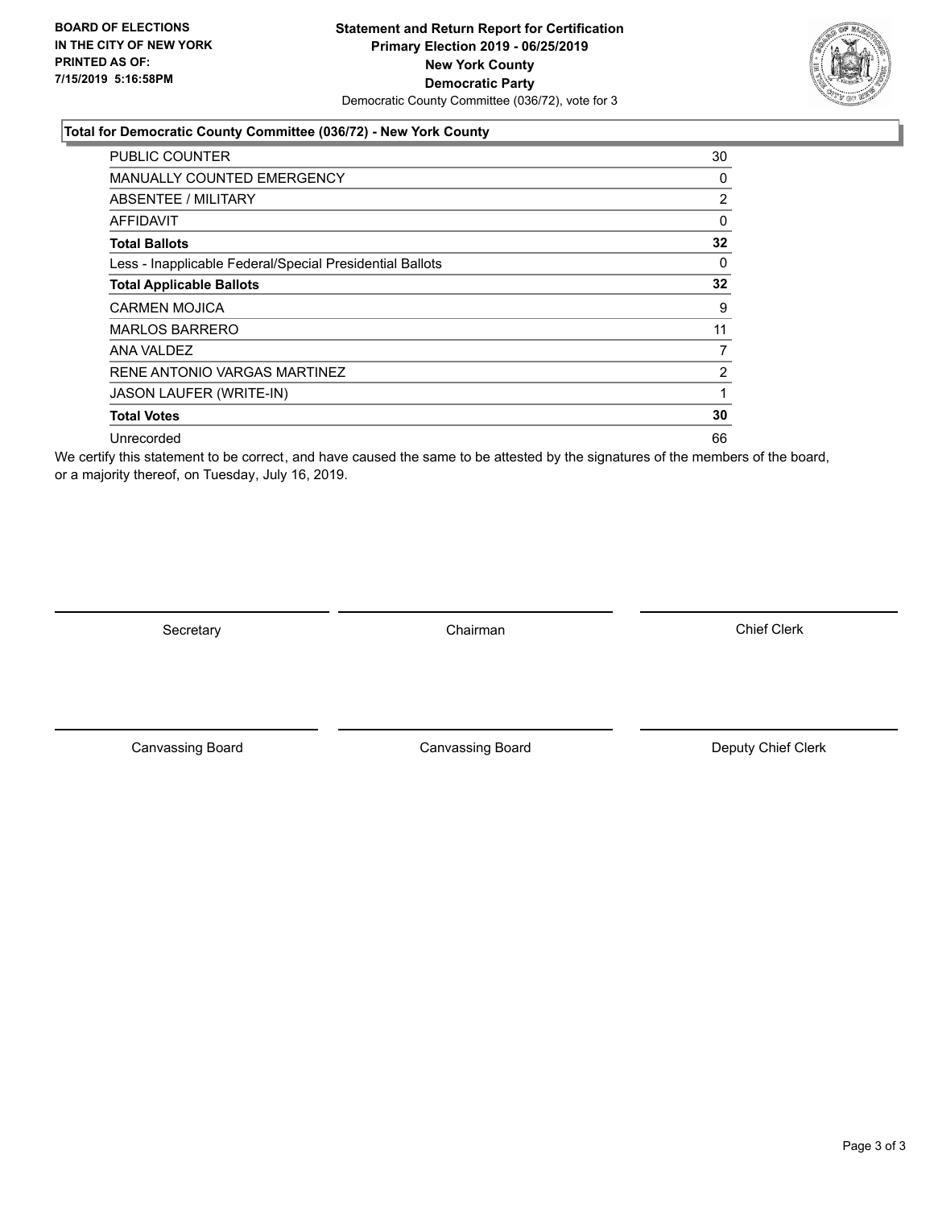**BOARD OF ELECTIONS**
**IN THE CITY OF NEW YORK**
**PRINTED AS OF:**
**7/15/2019 5:16:58PM**

**Statement and Return Report for Certification**
**Primary Election 2019 - 06/25/2019**
**New York County**
**Democratic Party**
Democratic County Committee (036/72), vote for 3

### Total for Democratic County Committee (036/72) - New York County

| | |
|---|---|
| PUBLIC COUNTER | 30 |
| MANUALLY COUNTED EMERGENCY | 0 |
| ABSENTEE / MILITARY | 2 |
| AFFIDAVIT | 0 |
| **Total Ballots** | **32** |
| Less - Inapplicable Federal/Special Presidential Ballots | 0 |
| **Total Applicable Ballots** | **32** |
| CARMEN MOJICA | 9 |
| MARLOS BARRERO | 11 |
| ANA VALDEZ | 7 |
| RENE ANTONIO VARGAS MARTINEZ | 2 |
| JASON LAUFER (WRITE-IN) | 1 |
| **Total Votes** | **30** |
| Unrecorded | 66 |

We certify this statement to be correct, and have caused the same to be attested by the signatures of the members of the board, or a majority thereof, on Tuesday, July 16, 2019.

Secretary

Chairman

Chief Clerk

Canvassing Board

Canvassing Board

Deputy Chief Clerk